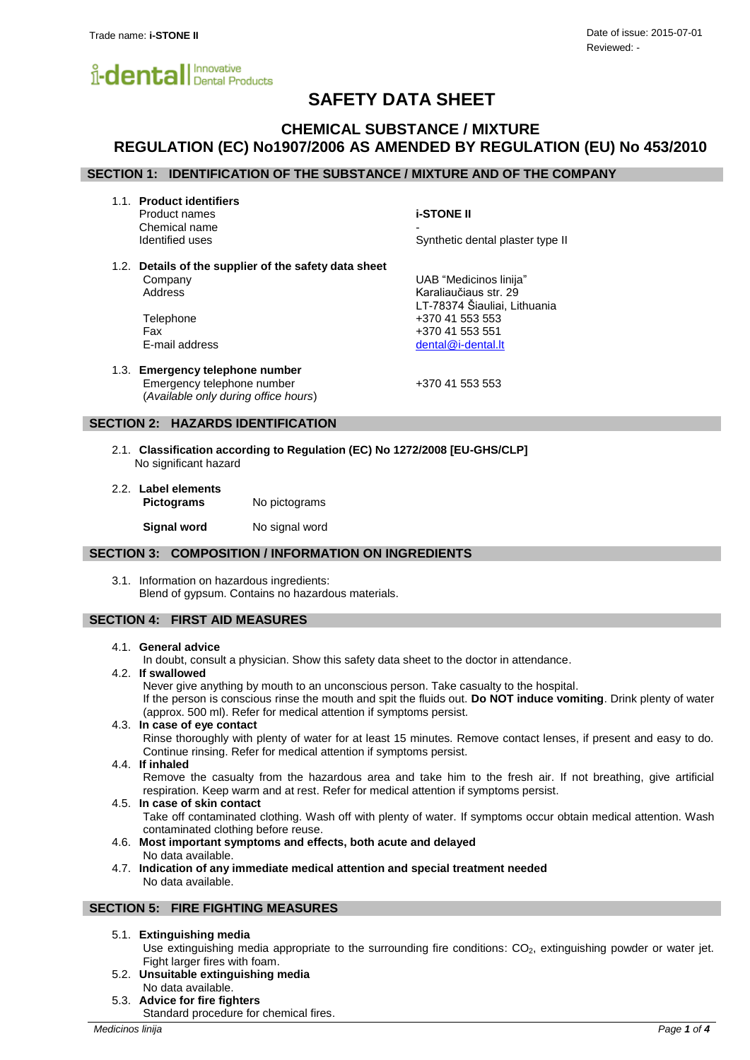Trade name: **i-STONE II**

Date of issue: 2015-07-01
Reviewed: -

i-dental | Innovative Dental Products

# SAFETY DATA SHEET

## CHEMICAL SUBSTANCE / MIXTURE
## REGULATION (EC) No1907/2006 AS AMENDED BY REGULATION (EU) No 453/2010

## SECTION 1: IDENTIFICATION OF THE SUBSTANCE / MIXTURE AND OF THE COMPANY

1.1. **Product identifiers**

| | |
|---|---|
| Product names | **i-STONE II** |
| Chemical name | - |
| Identified uses | Synthetic dental plaster type II |

1.2. **Details of the supplier of the safety data sheet**

| | |
|---|---|
| Company | UAB "Medicinos linija" |
| Address | Karaliaučiaus str. 29<br>LT-78374 Šiauliai, Lithuania |
| Telephone | +370 41 553 553 |
| Fax | +370 41 553 551 |
| E-mail address | dental@i-dental.lt |

1.3. **Emergency telephone number**

| | |
|---|---|
| Emergency telephone number<br>(*Available only during office hours*) | +370 41 553 553 |

## SECTION 2: HAZARDS IDENTIFICATION

2.1. **Classification according to Regulation (EC) No 1272/2008 [EU-GHS/CLP]**
No significant hazard

2.2. **Label elements**

| | |
|---|---|
| **Pictograms** | No pictograms |
| **Signal word** | No signal word |

## SECTION 3: COMPOSITION / INFORMATION ON INGREDIENTS

3.1. Information on hazardous ingredients:
Blend of gypsum. Contains no hazardous materials.

## SECTION 4: FIRST AID MEASURES

4.1. **General advice**
In doubt, consult a physician. Show this safety data sheet to the doctor in attendance.

4.2. **If swallowed**
Never give anything by mouth to an unconscious person. Take casualty to the hospital.
If the person is conscious rinse the mouth and spit the fluids out. **Do NOT induce vomiting**. Drink plenty of water (approx. 500 ml). Refer for medical attention if symptoms persist.

4.3. **In case of eye contact**
Rinse thoroughly with plenty of water for at least 15 minutes. Remove contact lenses, if present and easy to do. Continue rinsing. Refer for medical attention if symptoms persist.

4.4. **If inhaled**
Remove the casualty from the hazardous area and take him to the fresh air. If not breathing, give artificial respiration. Keep warm and at rest. Refer for medical attention if symptoms persist.

4.5. **In case of skin contact**
Take off contaminated clothing. Wash off with plenty of water. If symptoms occur obtain medical attention. Wash contaminated clothing before reuse.

4.6. **Most important symptoms and effects, both acute and delayed**
No data available.

4.7. **Indication of any immediate medical attention and special treatment needed**
No data available.

## SECTION 5: FIRE FIGHTING MEASURES

5.1. **Extinguishing media**
Use extinguishing media appropriate to the surrounding fire conditions: $CO_2$, extinguishing powder or water jet. Fight larger fires with foam.

5.2. **Unsuitable extinguishing media**
No data available.

5.3. **Advice for fire fighters**
Standard procedure for chemical fires.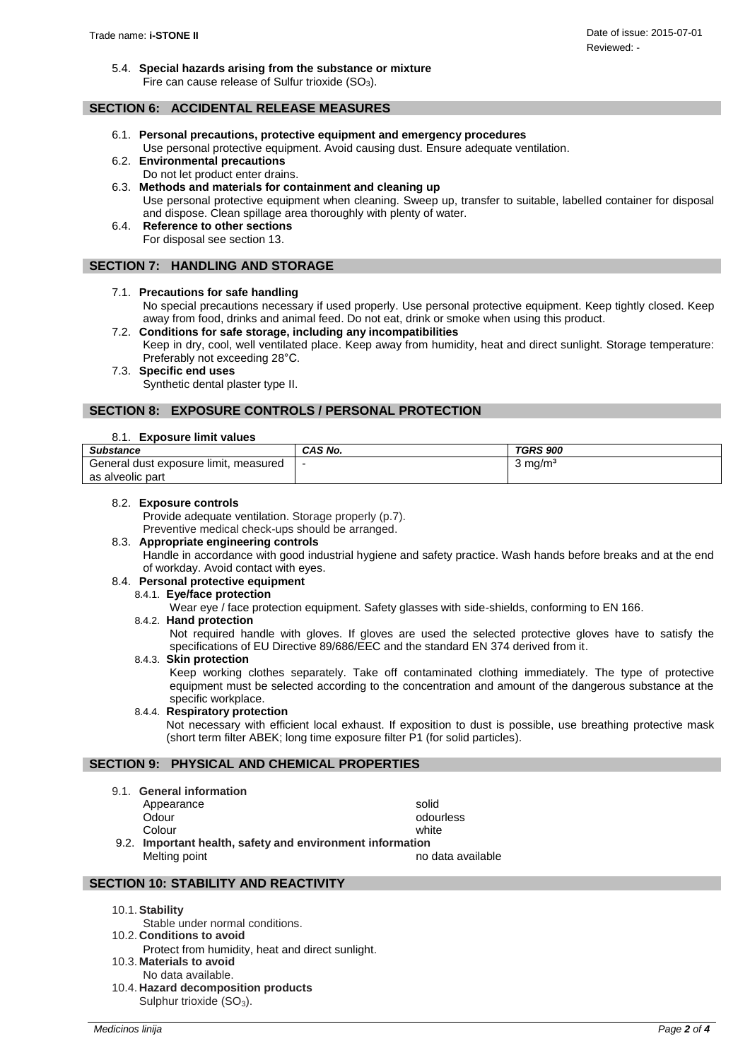5.4. **Special hazards arising from the substance or mixture**
Fire can cause release of Sulfur trioxide ($SO_3$).

## SECTION 6: ACCIDENTAL RELEASE MEASURES

6.1. **Personal precautions, protective equipment and emergency procedures**
Use personal protective equipment. Avoid causing dust. Ensure adequate ventilation.

6.2. **Environmental precautions**
Do not let product enter drains.

6.3. **Methods and materials for containment and cleaning up**
Use personal protective equipment when cleaning. Sweep up, transfer to suitable, labelled container for disposal and dispose. Clean spillage area thoroughly with plenty of water.

6.4. **Reference to other sections**
For disposal see section 13.

## SECTION 7: HANDLING AND STORAGE

7.1. **Precautions for safe handling**
No special precautions necessary if used properly. Use personal protective equipment. Keep tightly closed. Keep away from food, drinks and animal feed. Do not eat, drink or smoke when using this product.

7.2. **Conditions for safe storage, including any incompatibilities**
Keep in dry, cool, well ventilated place. Keep away from humidity, heat and direct sunlight. Storage temperature: Preferably not exceeding 28°C.

7.3. **Specific end uses**
Synthetic dental plaster type II.

## SECTION 8: EXPOSURE CONTROLS / PERSONAL PROTECTION

8.1. **Exposure limit values**

| *Substance* | *CAS No.* | *TGRS 900* |
|---|---|---|
| General dust exposure limit, measured as alveolic part | - | 3 mg/m³ |

8.2. **Exposure controls**
Provide adequate ventilation. Storage properly (p.7).
Preventive medical check-ups should be arranged.

8.3. **Appropriate engineering controls**
Handle in accordance with good industrial hygiene and safety practice. Wash hands before breaks and at the end of workday. Avoid contact with eyes.

8.4. **Personal protective equipment**

8.4.1. **Eye/face protection**
Wear eye / face protection equipment. Safety glasses with side-shields, conforming to EN 166.

8.4.2. **Hand protection**
Not required handle with gloves. If gloves are used the selected protective gloves have to satisfy the specifications of EU Directive 89/686/EEC and the standard EN 374 derived from it.

8.4.3. **Skin protection**
Keep working clothes separately. Take off contaminated clothing immediately. The type of protective equipment must be selected according to the concentration and amount of the dangerous substance at the specific workplace.

8.4.4. **Respiratory protection**
Not necessary with efficient local exhaust. If exposition to dust is possible, use breathing protective mask (short term filter ABEK; long time exposure filter P1 (for solid particles).

## SECTION 9: PHYSICAL AND CHEMICAL PROPERTIES

9.1. **General information**

| | |
|---|---|
| Appearance | solid |
| Odour | odourless |
| Colour | white |

9.2. **Important health, safety and environment information**

| | |
|---|---|
| Melting point | no data available |

## SECTION 10: STABILITY AND REACTIVITY

10.1. **Stability**
Stable under normal conditions.

10.2. **Conditions to avoid**
Protect from humidity, heat and direct sunlight.

10.3. **Materials to avoid**
No data available.

10.4. **Hazard decomposition products**
Sulphur trioxide ($SO_3$).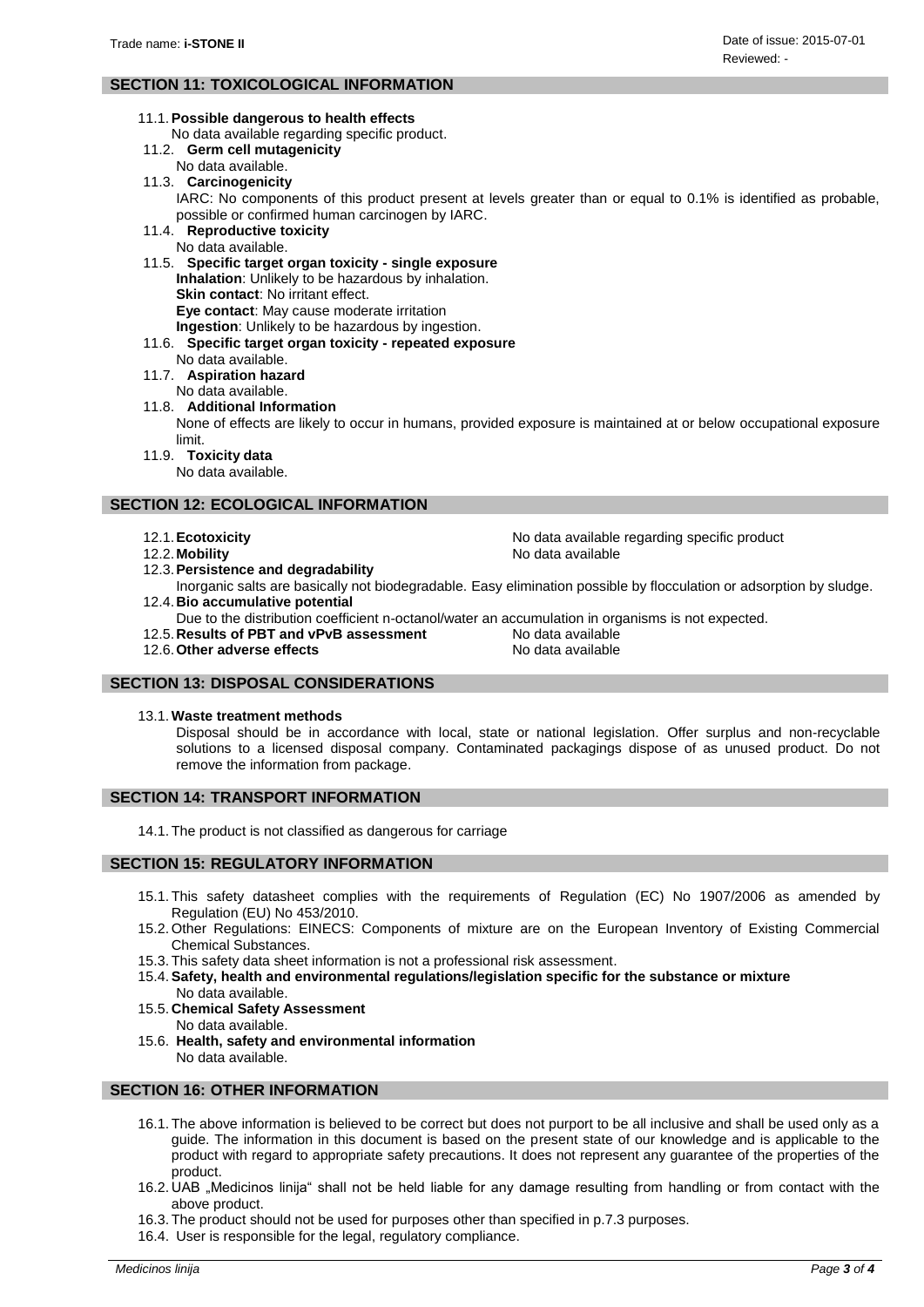## SECTION 11: TOXICOLOGICAL INFORMATION

11.1. **Possible dangerous to health effects**
No data available regarding specific product.

11.2. **Germ cell mutagenicity**
No data available.

11.3. **Carcinogenicity**
IARC: No components of this product present at levels greater than or equal to 0.1% is identified as probable, possible or confirmed human carcinogen by IARC.

11.4. **Reproductive toxicity**
No data available.

11.5. **Specific target organ toxicity - single exposure**
**Inhalation**: Unlikely to be hazardous by inhalation.
**Skin contact**: No irritant effect.
**Eye contact**: May cause moderate irritation
**Ingestion**: Unlikely to be hazardous by ingestion.

11.6. **Specific target organ toxicity - repeated exposure**
No data available.

11.7. **Aspiration hazard**
No data available.

11.8. **Additional Information**
None of effects are likely to occur in humans, provided exposure is maintained at or below occupational exposure limit.

11.9. **Toxicity data**
No data available.

## SECTION 12: ECOLOGICAL INFORMATION

12.1. **Ecotoxicity** — No data available regarding specific product

12.2. **Mobility** — No data available

12.3. **Persistence and degradability**
Inorganic salts are basically not biodegradable. Easy elimination possible by flocculation or adsorption by sludge.

12.4. **Bio accumulative potential**
Due to the distribution coefficient n-octanol/water an accumulation in organisms is not expected.

12.5. **Results of PBT and vPvB assessment** — No data available

12.6. **Other adverse effects** — No data available

## SECTION 13: DISPOSAL CONSIDERATIONS

13.1. **Waste treatment methods**
Disposal should be in accordance with local, state or national legislation. Offer surplus and non-recyclable solutions to a licensed disposal company. Contaminated packagings dispose of as unused product. Do not remove the information from package.

## SECTION 14: TRANSPORT INFORMATION

14.1. The product is not classified as dangerous for carriage

## SECTION 15: REGULATORY INFORMATION

15.1. This safety datasheet complies with the requirements of Regulation (EC) No 1907/2006 as amended by Regulation (EU) No 453/2010.

15.2. Other Regulations: EINECS: Components of mixture are on the European Inventory of Existing Commercial Chemical Substances.

15.3. This safety data sheet information is not a professional risk assessment.

15.4. **Safety, health and environmental regulations/legislation specific for the substance or mixture**
No data available.

15.5. **Chemical Safety Assessment**
No data available.

15.6. **Health, safety and environmental information**
No data available.

## SECTION 16: OTHER INFORMATION

16.1. The above information is believed to be correct but does not purport to be all inclusive and shall be used only as a guide. The information in this document is based on the present state of our knowledge and is applicable to the product with regard to appropriate safety precautions. It does not represent any guarantee of the properties of the product.

16.2. UAB „Medicinos linija“ shall not be held liable for any damage resulting from handling or from contact with the above product.

16.3. The product should not be used for purposes other than specified in p.7.3 purposes.

16.4. User is responsible for the legal, regulatory compliance.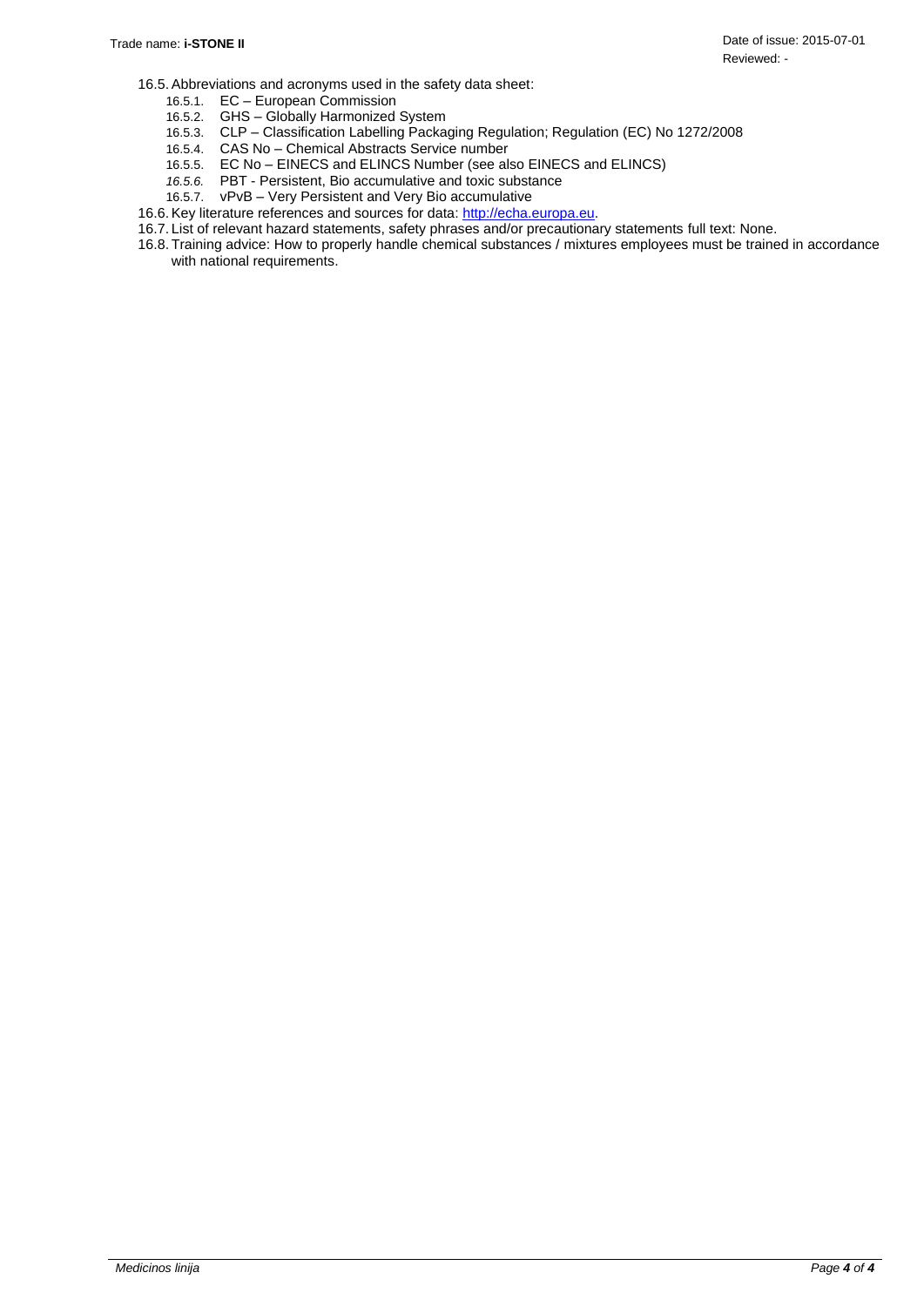16.5. Abbreviations and acronyms used in the safety data sheet:

- 16.5.1. EC – European Commission
- 16.5.2. GHS – Globally Harmonized System
- 16.5.3. CLP – Classification Labelling Packaging Regulation; Regulation (EC) No 1272/2008
- 16.5.4. CAS No – Chemical Abstracts Service number
- 16.5.5. EC No – EINECS and ELINCS Number (see also EINECS and ELINCS)
- *16.5.6.* PBT - Persistent, Bio accumulative and toxic substance
- 16.5.7. vPvB – Very Persistent and Very Bio accumulative

16.6. Key literature references and sources for data: http://echa.europa.eu.

16.7. List of relevant hazard statements, safety phrases and/or precautionary statements full text: None.

16.8. Training advice: How to properly handle chemical substances / mixtures employees must be trained in accordance with national requirements.